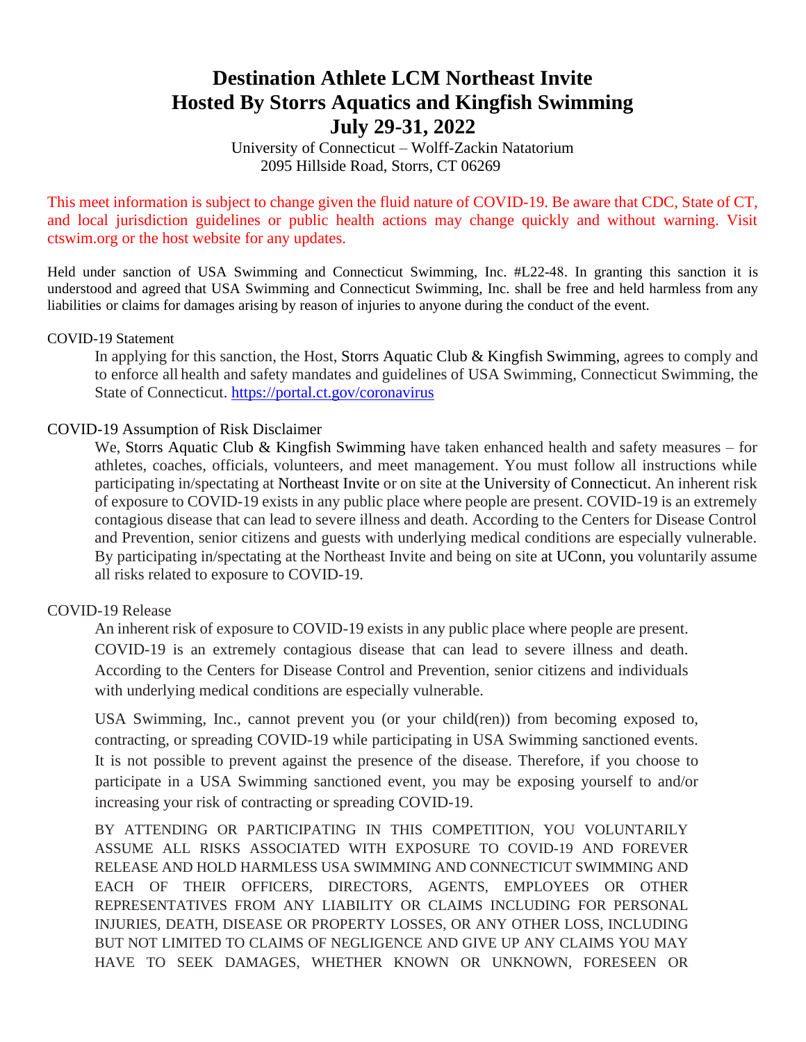# Destination Athlete LCM Northeast Invite
# Hosted By Storrs Aquatics and Kingfish Swimming
# July 29-31, 2022

University of Connecticut – Wolff-Zackin Natatorium
2095 Hillside Road, Storrs, CT 06269

This meet information is subject to change given the fluid nature of COVID-19. Be aware that CDC, State of CT, and local jurisdiction guidelines or public health actions may change quickly and without warning. Visit ctswim.org or the host website for any updates.

Held under sanction of USA Swimming and Connecticut Swimming, Inc. #L22-48. In granting this sanction it is understood and agreed that USA Swimming and Connecticut Swimming, Inc. shall be free and held harmless from any liabilities or claims for damages arising by reason of injuries to anyone during the conduct of the event.

COVID-19 Statement

In applying for this sanction, the Host, Storrs Aquatic Club & Kingfish Swimming, agrees to comply and to enforce all health and safety mandates and guidelines of USA Swimming, Connecticut Swimming, the State of Connecticut. https://portal.ct.gov/coronavirus

COVID-19 Assumption of Risk Disclaimer

We, Storrs Aquatic Club & Kingfish Swimming have taken enhanced health and safety measures – for athletes, coaches, officials, volunteers, and meet management. You must follow all instructions while participating in/spectating at Northeast Invite or on site at the University of Connecticut. An inherent risk of exposure to COVID-19 exists in any public place where people are present. COVID-19 is an extremely contagious disease that can lead to severe illness and death. According to the Centers for Disease Control and Prevention, senior citizens and guests with underlying medical conditions are especially vulnerable. By participating in/spectating at the Northeast Invite and being on site at UConn, you voluntarily assume all risks related to exposure to COVID-19.

COVID-19 Release

An inherent risk of exposure to COVID-19 exists in any public place where people are present. COVID-19 is an extremely contagious disease that can lead to severe illness and death. According to the Centers for Disease Control and Prevention, senior citizens and individuals with underlying medical conditions are especially vulnerable.

USA Swimming, Inc., cannot prevent you (or your child(ren)) from becoming exposed to, contracting, or spreading COVID-19 while participating in USA Swimming sanctioned events. It is not possible to prevent against the presence of the disease. Therefore, if you choose to participate in a USA Swimming sanctioned event, you may be exposing yourself to and/or increasing your risk of contracting or spreading COVID-19.

BY ATTENDING OR PARTICIPATING IN THIS COMPETITION, YOU VOLUNTARILY ASSUME ALL RISKS ASSOCIATED WITH EXPOSURE TO COVID-19 AND FOREVER RELEASE AND HOLD HARMLESS USA SWIMMING AND CONNECTICUT SWIMMING AND EACH OF THEIR OFFICERS, DIRECTORS, AGENTS, EMPLOYEES OR OTHER REPRESENTATIVES FROM ANY LIABILITY OR CLAIMS INCLUDING FOR PERSONAL INJURIES, DEATH, DISEASE OR PROPERTY LOSSES, OR ANY OTHER LOSS, INCLUDING BUT NOT LIMITED TO CLAIMS OF NEGLIGENCE AND GIVE UP ANY CLAIMS YOU MAY HAVE TO SEEK DAMAGES, WHETHER KNOWN OR UNKNOWN, FORESEEN OR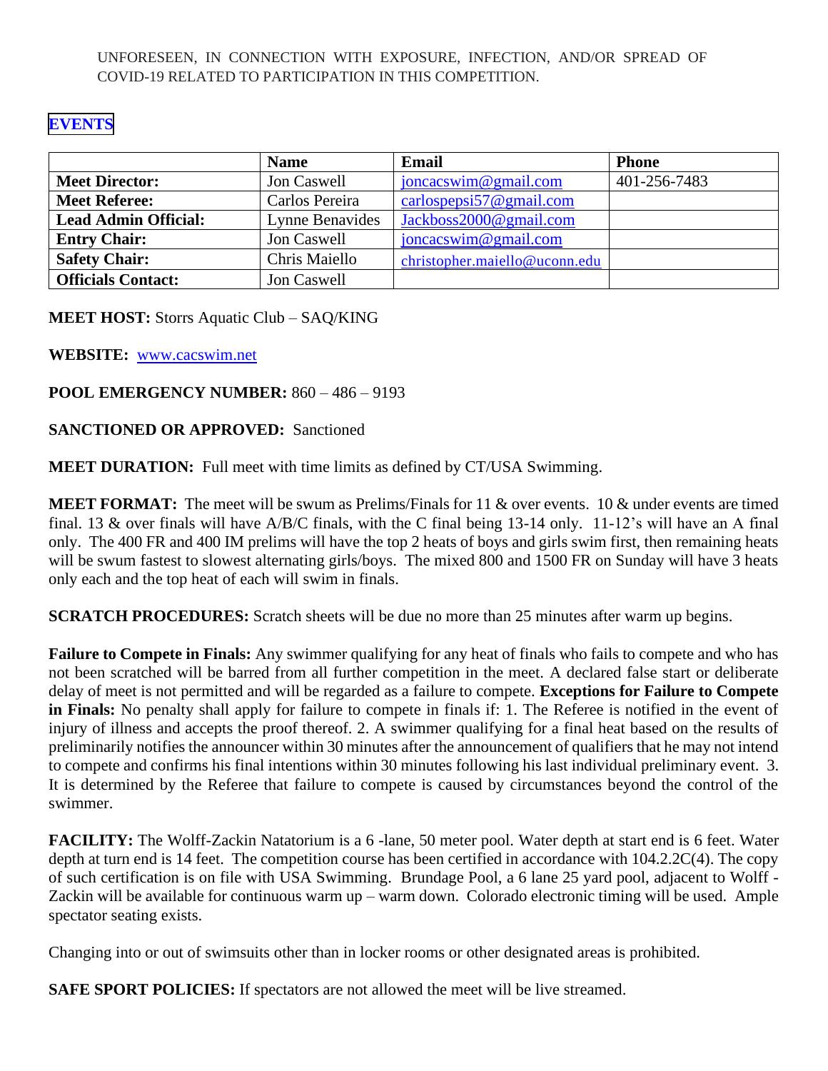UNFORESEEN, IN CONNECTION WITH EXPOSURE, INFECTION, AND/OR SPREAD OF COVID-19 RELATED TO PARTICIPATION IN THIS COMPETITION.

## EVENTS

| | Name | Email | Phone |
|---|---|---|---|
| **Meet Director:** | Jon Caswell | joncacswim@gmail.com | 401-256-7483 |
| **Meet Referee:** | Carlos Pereira | carlospepsi57@gmail.com | |
| **Lead Admin Official:** | Lynne Benavides | Jackboss2000@gmail.com | |
| **Entry Chair:** | Jon Caswell | joncacswim@gmail.com | |
| **Safety Chair:** | Chris Maiello | christopher.maiello@uconn.edu | |
| **Officials Contact:** | Jon Caswell | | |

**MEET HOST:** Storrs Aquatic Club – SAQ/KING

**WEBSITE:** www.cacswim.net

**POOL EMERGENCY NUMBER:** 860 – 486 – 9193

**SANCTIONED OR APPROVED:** Sanctioned

**MEET DURATION:** Full meet with time limits as defined by CT/USA Swimming.

**MEET FORMAT:** The meet will be swum as Prelims/Finals for 11 & over events. 10 & under events are timed final. 13 & over finals will have A/B/C finals, with the C final being 13-14 only. 11-12's will have an A final only. The 400 FR and 400 IM prelims will have the top 2 heats of boys and girls swim first, then remaining heats will be swum fastest to slowest alternating girls/boys. The mixed 800 and 1500 FR on Sunday will have 3 heats only each and the top heat of each will swim in finals.

**SCRATCH PROCEDURES:** Scratch sheets will be due no more than 25 minutes after warm up begins.

**Failure to Compete in Finals:** Any swimmer qualifying for any heat of finals who fails to compete and who has not been scratched will be barred from all further competition in the meet. A declared false start or deliberate delay of meet is not permitted and will be regarded as a failure to compete. **Exceptions for Failure to Compete in Finals:** No penalty shall apply for failure to compete in finals if: 1. The Referee is notified in the event of injury of illness and accepts the proof thereof. 2. A swimmer qualifying for a final heat based on the results of preliminarily notifies the announcer within 30 minutes after the announcement of qualifiers that he may not intend to compete and confirms his final intentions within 30 minutes following his last individual preliminary event. 3. It is determined by the Referee that failure to compete is caused by circumstances beyond the control of the swimmer.

**FACILITY:** The Wolff-Zackin Natatorium is a 6 -lane, 50 meter pool. Water depth at start end is 6 feet. Water depth at turn end is 14 feet. The competition course has been certified in accordance with 104.2.2C(4). The copy of such certification is on file with USA Swimming. Brundage Pool, a 6 lane 25 yard pool, adjacent to Wolff - Zackin will be available for continuous warm up – warm down. Colorado electronic timing will be used. Ample spectator seating exists.

Changing into or out of swimsuits other than in locker rooms or other designated areas is prohibited.

**SAFE SPORT POLICIES:** If spectators are not allowed the meet will be live streamed.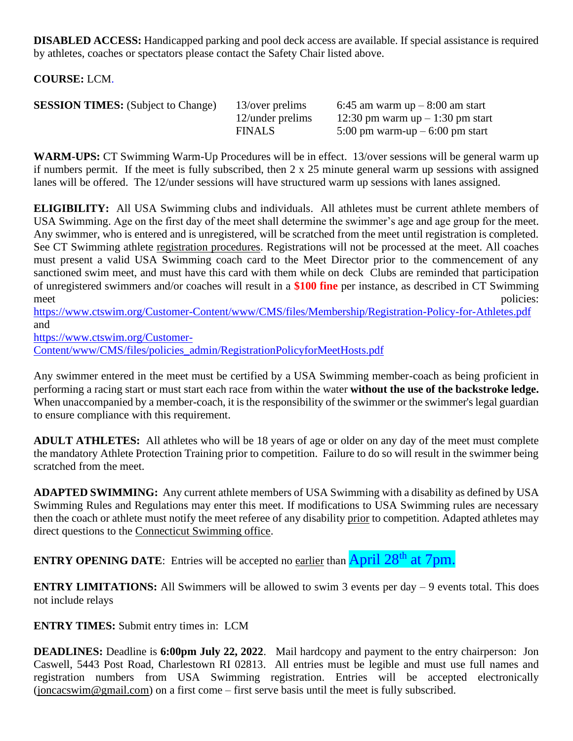**DISABLED ACCESS:** Handicapped parking and pool deck access are available. If special assistance is required by athletes, coaches or spectators please contact the Safety Chair listed above.

**COURSE:** LCM.

| **SESSION TIMES:** (Subject to Change) | 13/over prelims | 6:45 am warm up – 8:00 am start |
|---|---|---|
| | 12/under prelims | 12:30 pm warm up – 1:30 pm start |
| | FINALS | 5:00 pm warm-up – 6:00 pm start |

**WARM-UPS:** CT Swimming Warm-Up Procedures will be in effect. 13/over sessions will be general warm up if numbers permit. If the meet is fully subscribed, then 2 x 25 minute general warm up sessions with assigned lanes will be offered. The 12/under sessions will have structured warm up sessions with lanes assigned.

**ELIGIBILITY:** All USA Swimming clubs and individuals. All athletes must be current athlete members of USA Swimming. Age on the first day of the meet shall determine the swimmer's age and age group for the meet. Any swimmer, who is entered and is unregistered, will be scratched from the meet until registration is completed. See CT Swimming athlete registration procedures. Registrations will not be processed at the meet. All coaches must present a valid USA Swimming coach card to the Meet Director prior to the commencement of any sanctioned swim meet, and must have this card with them while on deck Clubs are reminded that participation of unregistered swimmers and/or coaches will result in a **$100 fine** per instance, as described in CT Swimming meet policies: https://www.ctswim.org/Customer-Content/www/CMS/files/Membership/Registration-Policy-for-Athletes.pdf and https://www.ctswim.org/Customer-Content/www/CMS/files/policies_admin/RegistrationPolicyforMeetHosts.pdf

Any swimmer entered in the meet must be certified by a USA Swimming member-coach as being proficient in performing a racing start or must start each race from within the water **without the use of the backstroke ledge.** When unaccompanied by a member-coach, it is the responsibility of the swimmer or the swimmer's legal guardian to ensure compliance with this requirement.

**ADULT ATHLETES:** All athletes who will be 18 years of age or older on any day of the meet must complete the mandatory Athlete Protection Training prior to competition. Failure to do so will result in the swimmer being scratched from the meet.

**ADAPTED SWIMMING:** Any current athlete members of USA Swimming with a disability as defined by USA Swimming Rules and Regulations may enter this meet. If modifications to USA Swimming rules are necessary then the coach or athlete must notify the meet referee of any disability prior to competition. Adapted athletes may direct questions to the Connecticut Swimming office.

**ENTRY OPENING DATE**: Entries will be accepted no earlier than April 28th at 7pm.

**ENTRY LIMITATIONS:** All Swimmers will be allowed to swim 3 events per day – 9 events total. This does not include relays

**ENTRY TIMES:** Submit entry times in: LCM

**DEADLINES:** Deadline is **6:00pm July 22, 2022**. Mail hardcopy and payment to the entry chairperson: Jon Caswell, 5443 Post Road, Charlestown RI 02813. All entries must be legible and must use full names and registration numbers from USA Swimming registration. Entries will be accepted electronically (joncacswim@gmail.com) on a first come – first serve basis until the meet is fully subscribed.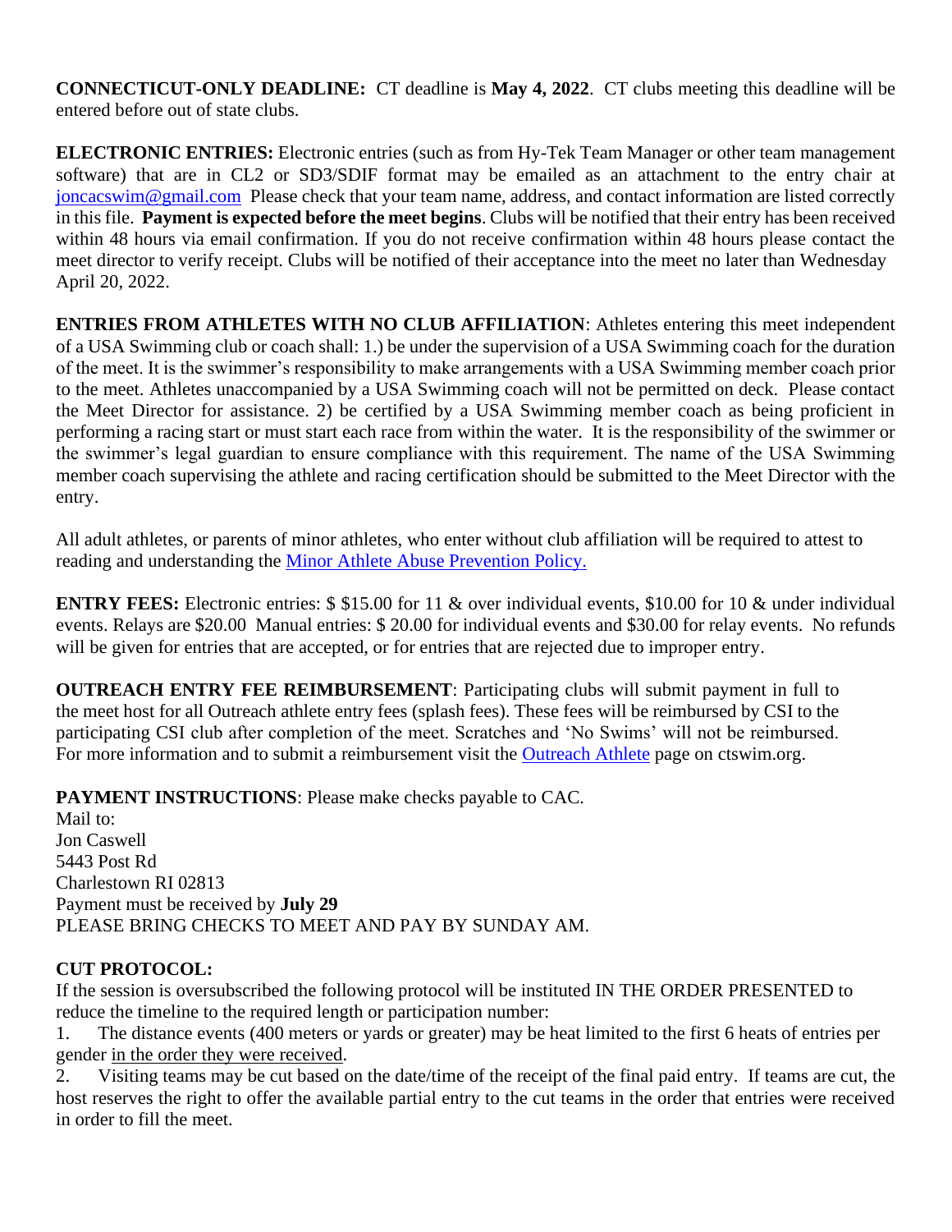**CONNECTICUT-ONLY DEADLINE:** CT deadline is **May 4, 2022**. CT clubs meeting this deadline will be entered before out of state clubs.

**ELECTRONIC ENTRIES:** Electronic entries (such as from Hy-Tek Team Manager or other team management software) that are in CL2 or SD3/SDIF format may be emailed as an attachment to the entry chair at [joncacswim@gmail.com](mailto:joncacswim@gmail.com) Please check that your team name, address, and contact information are listed correctly in this file. **Payment is expected before the meet begins**. Clubs will be notified that their entry has been received within 48 hours via email confirmation. If you do not receive confirmation within 48 hours please contact the meet director to verify receipt. Clubs will be notified of their acceptance into the meet no later than Wednesday April 20, 2022.

**ENTRIES FROM ATHLETES WITH NO CLUB AFFILIATION**: Athletes entering this meet independent of a USA Swimming club or coach shall: 1.) be under the supervision of a USA Swimming coach for the duration of the meet. It is the swimmer's responsibility to make arrangements with a USA Swimming member coach prior to the meet. Athletes unaccompanied by a USA Swimming coach will not be permitted on deck. Please contact the Meet Director for assistance. 2) be certified by a USA Swimming member coach as being proficient in performing a racing start or must start each race from within the water. It is the responsibility of the swimmer or the swimmer's legal guardian to ensure compliance with this requirement. The name of the USA Swimming member coach supervising the athlete and racing certification should be submitted to the Meet Director with the entry.

All adult athletes, or parents of minor athletes, who enter without club affiliation will be required to attest to reading and understanding the Minor Athlete Abuse Prevention Policy.

**ENTRY FEES:** Electronic entries: $ $15.00 for 11 & over individual events, $10.00 for 10 & under individual events. Relays are $20.00 Manual entries: $ 20.00 for individual events and $30.00 for relay events. No refunds will be given for entries that are accepted, or for entries that are rejected due to improper entry.

**OUTREACH ENTRY FEE REIMBURSEMENT**: Participating clubs will submit payment in full to the meet host for all Outreach athlete entry fees (splash fees). These fees will be reimbursed by CSI to the participating CSI club after completion of the meet. Scratches and 'No Swims' will not be reimbursed. For more information and to submit a reimbursement visit the Outreach Athlete page on ctswim.org.

**PAYMENT INSTRUCTIONS**: Please make checks payable to CAC.
Mail to:
Jon Caswell
5443 Post Rd
Charlestown RI 02813
Payment must be received by **July 29**
PLEASE BRING CHECKS TO MEET AND PAY BY SUNDAY AM.

**CUT PROTOCOL:**
If the session is oversubscribed the following protocol will be instituted IN THE ORDER PRESENTED to reduce the timeline to the required length or participation number:

1. The distance events (400 meters or yards or greater) may be heat limited to the first 6 heats of entries per gender in the order they were received.
2. Visiting teams may be cut based on the date/time of the receipt of the final paid entry. If teams are cut, the host reserves the right to offer the available partial entry to the cut teams in the order that entries were received in order to fill the meet.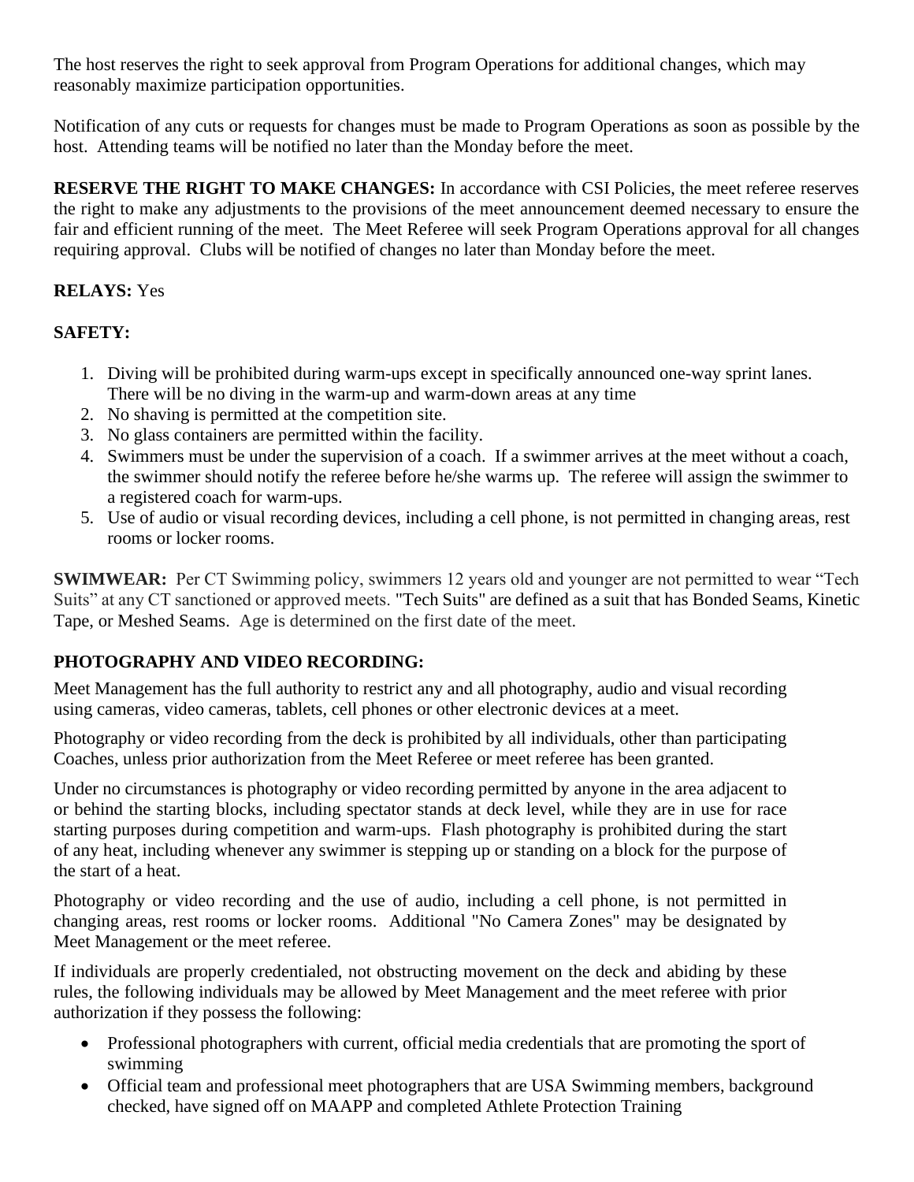The host reserves the right to seek approval from Program Operations for additional changes, which may reasonably maximize participation opportunities.

Notification of any cuts or requests for changes must be made to Program Operations as soon as possible by the host. Attending teams will be notified no later than the Monday before the meet.

**RESERVE THE RIGHT TO MAKE CHANGES:** In accordance with CSI Policies, the meet referee reserves the right to make any adjustments to the provisions of the meet announcement deemed necessary to ensure the fair and efficient running of the meet. The Meet Referee will seek Program Operations approval for all changes requiring approval. Clubs will be notified of changes no later than Monday before the meet.

**RELAYS:** Yes

**SAFETY:**

1. Diving will be prohibited during warm-ups except in specifically announced one-way sprint lanes. There will be no diving in the warm-up and warm-down areas at any time
2. No shaving is permitted at the competition site.
3. No glass containers are permitted within the facility.
4. Swimmers must be under the supervision of a coach. If a swimmer arrives at the meet without a coach, the swimmer should notify the referee before he/she warms up. The referee will assign the swimmer to a registered coach for warm-ups.
5. Use of audio or visual recording devices, including a cell phone, is not permitted in changing areas, rest rooms or locker rooms.

**SWIMWEAR:** Per CT Swimming policy, swimmers 12 years old and younger are not permitted to wear "Tech Suits" at any CT sanctioned or approved meets. "Tech Suits" are defined as a suit that has Bonded Seams, Kinetic Tape, or Meshed Seams. Age is determined on the first date of the meet.

**PHOTOGRAPHY AND VIDEO RECORDING:**

Meet Management has the full authority to restrict any and all photography, audio and visual recording using cameras, video cameras, tablets, cell phones or other electronic devices at a meet.

Photography or video recording from the deck is prohibited by all individuals, other than participating Coaches, unless prior authorization from the Meet Referee or meet referee has been granted.

Under no circumstances is photography or video recording permitted by anyone in the area adjacent to or behind the starting blocks, including spectator stands at deck level, while they are in use for race starting purposes during competition and warm-ups. Flash photography is prohibited during the start of any heat, including whenever any swimmer is stepping up or standing on a block for the purpose of the start of a heat.

Photography or video recording and the use of audio, including a cell phone, is not permitted in changing areas, rest rooms or locker rooms. Additional "No Camera Zones" may be designated by Meet Management or the meet referee.

If individuals are properly credentialed, not obstructing movement on the deck and abiding by these rules, the following individuals may be allowed by Meet Management and the meet referee with prior authorization if they possess the following:

- Professional photographers with current, official media credentials that are promoting the sport of swimming
- Official team and professional meet photographers that are USA Swimming members, background checked, have signed off on MAAPP and completed Athlete Protection Training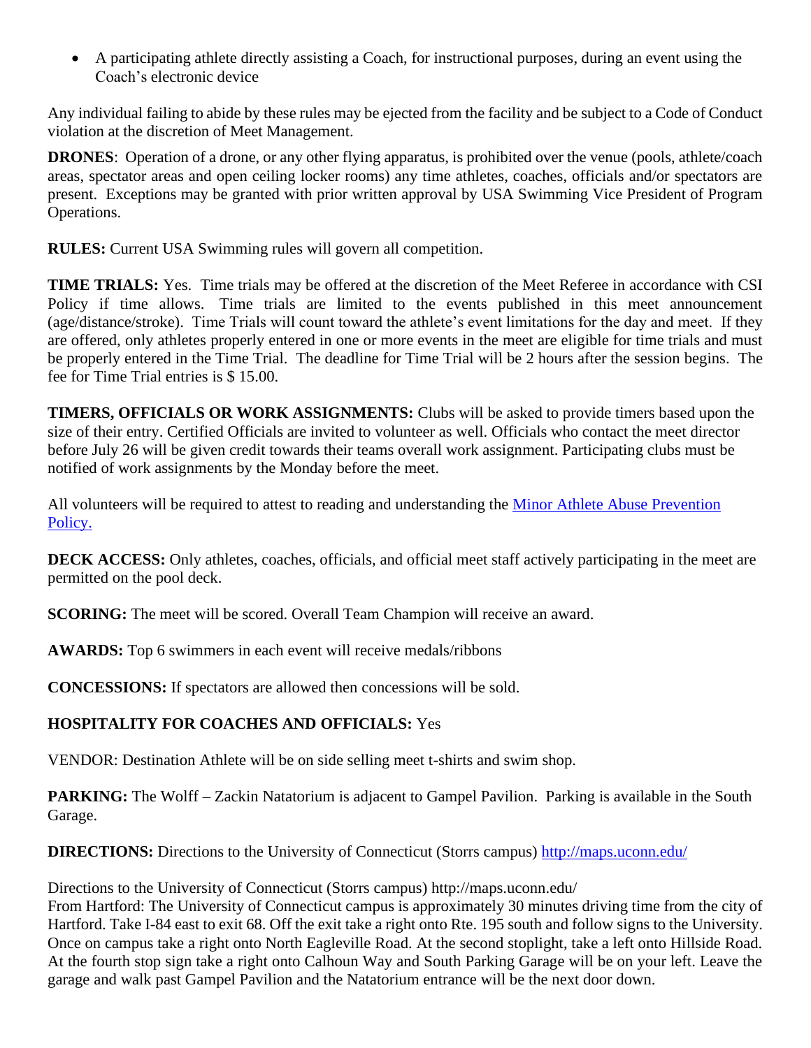- A participating athlete directly assisting a Coach, for instructional purposes, during an event using the Coach's electronic device

Any individual failing to abide by these rules may be ejected from the facility and be subject to a Code of Conduct violation at the discretion of Meet Management.

**DRONES**: Operation of a drone, or any other flying apparatus, is prohibited over the venue (pools, athlete/coach areas, spectator areas and open ceiling locker rooms) any time athletes, coaches, officials and/or spectators are present. Exceptions may be granted with prior written approval by USA Swimming Vice President of Program Operations.

**RULES:** Current USA Swimming rules will govern all competition.

**TIME TRIALS:** Yes. Time trials may be offered at the discretion of the Meet Referee in accordance with CSI Policy if time allows. Time trials are limited to the events published in this meet announcement (age/distance/stroke). Time Trials will count toward the athlete's event limitations for the day and meet. If they are offered, only athletes properly entered in one or more events in the meet are eligible for time trials and must be properly entered in the Time Trial. The deadline for Time Trial will be 2 hours after the session begins. The fee for Time Trial entries is $ 15.00.

**TIMERS, OFFICIALS OR WORK ASSIGNMENTS:** Clubs will be asked to provide timers based upon the size of their entry. Certified Officials are invited to volunteer as well. Officials who contact the meet director before July 26 will be given credit towards their teams overall work assignment. Participating clubs must be notified of work assignments by the Monday before the meet.

All volunteers will be required to attest to reading and understanding the [Minor Athlete Abuse Prevention Policy.]

**DECK ACCESS:** Only athletes, coaches, officials, and official meet staff actively participating in the meet are permitted on the pool deck.

**SCORING:** The meet will be scored. Overall Team Champion will receive an award.

**AWARDS:** Top 6 swimmers in each event will receive medals/ribbons

**CONCESSIONS:** If spectators are allowed then concessions will be sold.

**HOSPITALITY FOR COACHES AND OFFICIALS:** Yes

VENDOR: Destination Athlete will be on side selling meet t-shirts and swim shop.

**PARKING:** The Wolff – Zackin Natatorium is adjacent to Gampel Pavilion. Parking is available in the South Garage.

**DIRECTIONS:** Directions to the University of Connecticut (Storrs campus) http://maps.uconn.edu/

Directions to the University of Connecticut (Storrs campus) http://maps.uconn.edu/
From Hartford: The University of Connecticut campus is approximately 30 minutes driving time from the city of Hartford. Take I-84 east to exit 68. Off the exit take a right onto Rte. 195 south and follow signs to the University. Once on campus take a right onto North Eagleville Road. At the second stoplight, take a left onto Hillside Road. At the fourth stop sign take a right onto Calhoun Way and South Parking Garage will be on your left. Leave the garage and walk past Gampel Pavilion and the Natatorium entrance will be the next door down.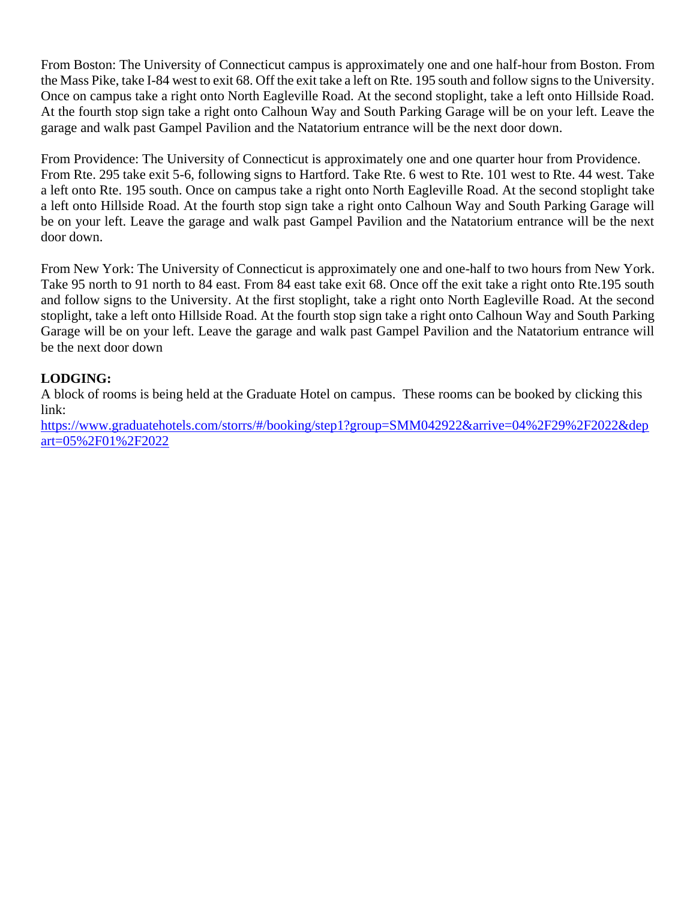From Boston: The University of Connecticut campus is approximately one and one half-hour from Boston. From the Mass Pike, take I-84 west to exit 68. Off the exit take a left on Rte. 195 south and follow signs to the University. Once on campus take a right onto North Eagleville Road. At the second stoplight, take a left onto Hillside Road. At the fourth stop sign take a right onto Calhoun Way and South Parking Garage will be on your left. Leave the garage and walk past Gampel Pavilion and the Natatorium entrance will be the next door down.

From Providence: The University of Connecticut is approximately one and one quarter hour from Providence. From Rte. 295 take exit 5-6, following signs to Hartford. Take Rte. 6 west to Rte. 101 west to Rte. 44 west. Take a left onto Rte. 195 south. Once on campus take a right onto North Eagleville Road. At the second stoplight take a left onto Hillside Road. At the fourth stop sign take a right onto Calhoun Way and South Parking Garage will be on your left. Leave the garage and walk past Gampel Pavilion and the Natatorium entrance will be the next door down.

From New York: The University of Connecticut is approximately one and one-half to two hours from New York. Take 95 north to 91 north to 84 east. From 84 east take exit 68. Once off the exit take a right onto Rte.195 south and follow signs to the University. At the first stoplight, take a right onto North Eagleville Road. At the second stoplight, take a left onto Hillside Road. At the fourth stop sign take a right onto Calhoun Way and South Parking Garage will be on your left. Leave the garage and walk past Gampel Pavilion and the Natatorium entrance will be the next door down

**LODGING:**

A block of rooms is being held at the Graduate Hotel on campus. These rooms can be booked by clicking this link:
https://www.graduatehotels.com/storrs/#/booking/step1?group=SMM042922&arrive=04%2F29%2F2022&depart=05%2F01%2F2022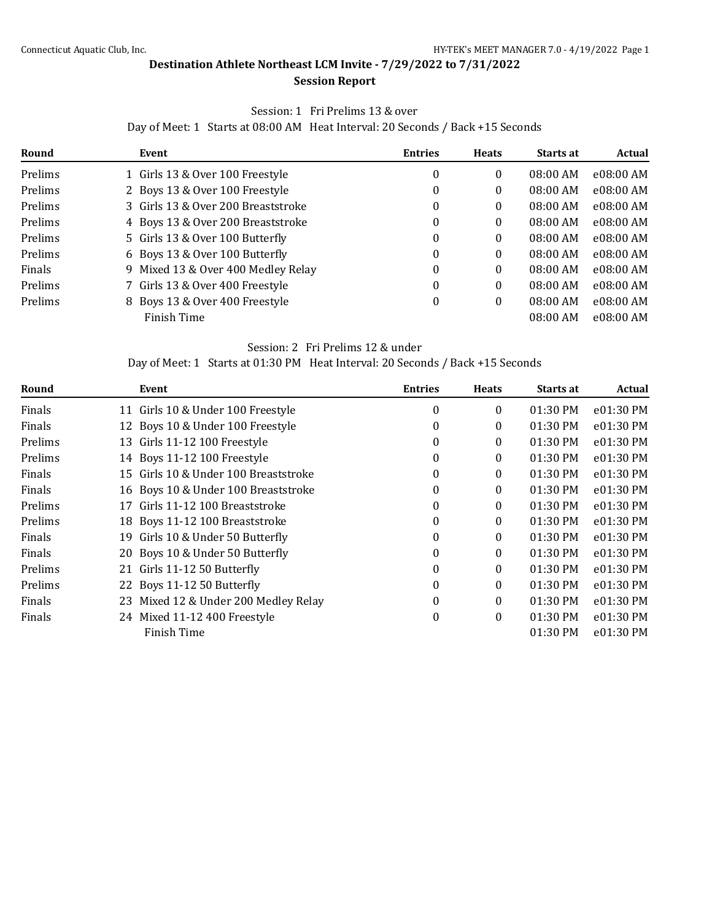## Destination Athlete Northeast LCM Invite - 7/29/2022 to 7/31/2022

### Session Report

Session: 1 Fri Prelims 13 & over

Day of Meet: 1 Starts at 08:00 AM Heat Interval: 20 Seconds / Back +15 Seconds

| Round | Event | Entries | Heats | Starts at | Actual |
|---|---|---|---|---|---|
| Prelims | 1 Girls 13 & Over 100 Freestyle | 0 | 0 | 08:00 AM | e08:00 AM |
| Prelims | 2 Boys 13 & Over 100 Freestyle | 0 | 0 | 08:00 AM | e08:00 AM |
| Prelims | 3 Girls 13 & Over 200 Breaststroke | 0 | 0 | 08:00 AM | e08:00 AM |
| Prelims | 4 Boys 13 & Over 200 Breaststroke | 0 | 0 | 08:00 AM | e08:00 AM |
| Prelims | 5 Girls 13 & Over 100 Butterfly | 0 | 0 | 08:00 AM | e08:00 AM |
| Prelims | 6 Boys 13 & Over 100 Butterfly | 0 | 0 | 08:00 AM | e08:00 AM |
| Finals | 9 Mixed 13 & Over 400 Medley Relay | 0 | 0 | 08:00 AM | e08:00 AM |
| Prelims | 7 Girls 13 & Over 400 Freestyle | 0 | 0 | 08:00 AM | e08:00 AM |
| Prelims | 8 Boys 13 & Over 400 Freestyle | 0 | 0 | 08:00 AM | e08:00 AM |
| | Finish Time | | | 08:00 AM | e08:00 AM |

Session: 2 Fri Prelims 12 & under

Day of Meet: 1 Starts at 01:30 PM Heat Interval: 20 Seconds / Back +15 Seconds

| Round | Event | Entries | Heats | Starts at | Actual |
|---|---|---|---|---|---|
| Finals | 11 Girls 10 & Under 100 Freestyle | 0 | 0 | 01:30 PM | e01:30 PM |
| Finals | 12 Boys 10 & Under 100 Freestyle | 0 | 0 | 01:30 PM | e01:30 PM |
| Prelims | 13 Girls 11-12 100 Freestyle | 0 | 0 | 01:30 PM | e01:30 PM |
| Prelims | 14 Boys 11-12 100 Freestyle | 0 | 0 | 01:30 PM | e01:30 PM |
| Finals | 15 Girls 10 & Under 100 Breaststroke | 0 | 0 | 01:30 PM | e01:30 PM |
| Finals | 16 Boys 10 & Under 100 Breaststroke | 0 | 0 | 01:30 PM | e01:30 PM |
| Prelims | 17 Girls 11-12 100 Breaststroke | 0 | 0 | 01:30 PM | e01:30 PM |
| Prelims | 18 Boys 11-12 100 Breaststroke | 0 | 0 | 01:30 PM | e01:30 PM |
| Finals | 19 Girls 10 & Under 50 Butterfly | 0 | 0 | 01:30 PM | e01:30 PM |
| Finals | 20 Boys 10 & Under 50 Butterfly | 0 | 0 | 01:30 PM | e01:30 PM |
| Prelims | 21 Girls 11-12 50 Butterfly | 0 | 0 | 01:30 PM | e01:30 PM |
| Prelims | 22 Boys 11-12 50 Butterfly | 0 | 0 | 01:30 PM | e01:30 PM |
| Finals | 23 Mixed 12 & Under 200 Medley Relay | 0 | 0 | 01:30 PM | e01:30 PM |
| Finals | 24 Mixed 11-12 400 Freestyle | 0 | 0 | 01:30 PM | e01:30 PM |
| | Finish Time | | | 01:30 PM | e01:30 PM |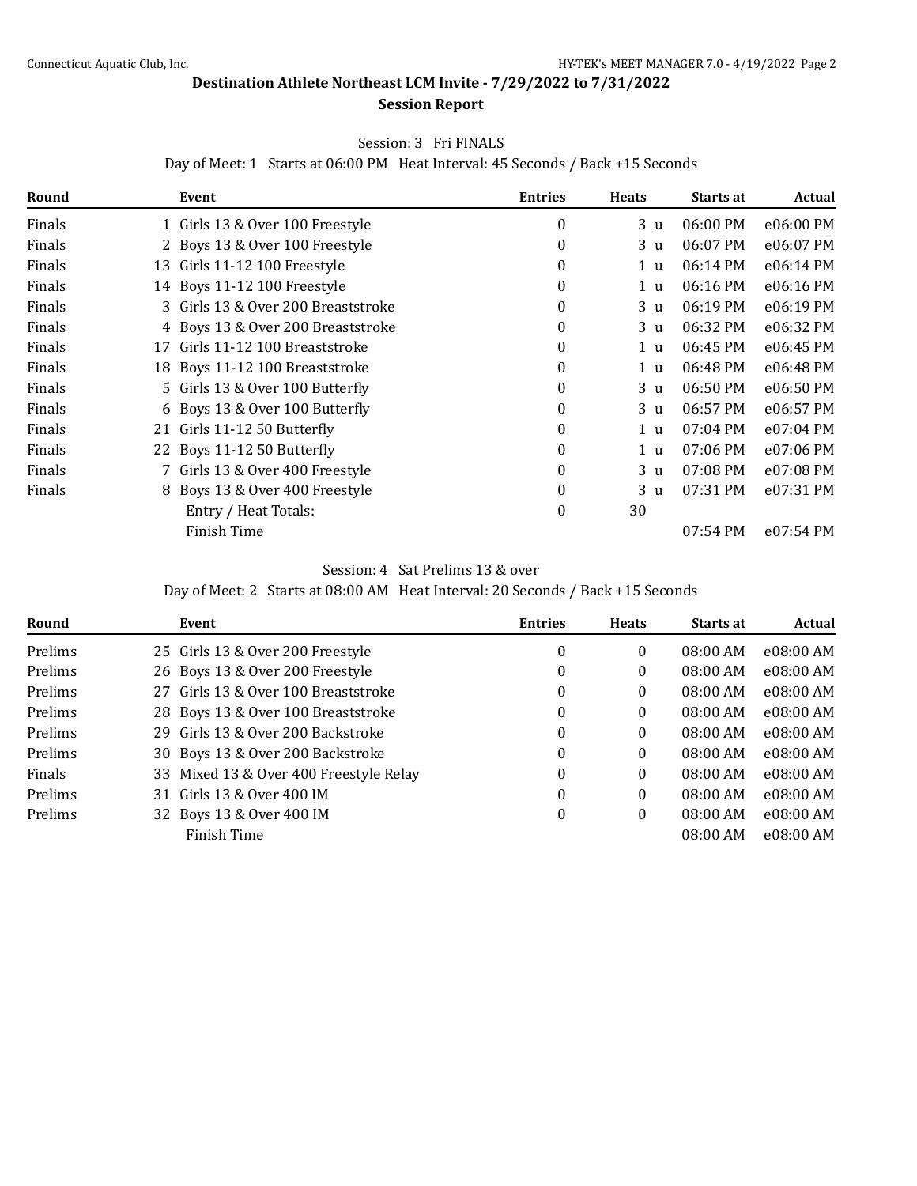## Destination Athlete Northeast LCM Invite - 7/29/2022 to 7/31/2022

### Session Report

Session: 3 Fri FINALS

Day of Meet: 1 Starts at 06:00 PM Heat Interval: 45 Seconds / Back +15 Seconds

| Round | Event | Entries | Heats | Starts at | Actual |
|---|---|---|---|---|---|
| Finals | 1 Girls 13 & Over 100 Freestyle | 0 | 3 u | 06:00 PM | e06:00 PM |
| Finals | 2 Boys 13 & Over 100 Freestyle | 0 | 3 u | 06:07 PM | e06:07 PM |
| Finals | 13 Girls 11-12 100 Freestyle | 0 | 1 u | 06:14 PM | e06:14 PM |
| Finals | 14 Boys 11-12 100 Freestyle | 0 | 1 u | 06:16 PM | e06:16 PM |
| Finals | 3 Girls 13 & Over 200 Breaststroke | 0 | 3 u | 06:19 PM | e06:19 PM |
| Finals | 4 Boys 13 & Over 200 Breaststroke | 0 | 3 u | 06:32 PM | e06:32 PM |
| Finals | 17 Girls 11-12 100 Breaststroke | 0 | 1 u | 06:45 PM | e06:45 PM |
| Finals | 18 Boys 11-12 100 Breaststroke | 0 | 1 u | 06:48 PM | e06:48 PM |
| Finals | 5 Girls 13 & Over 100 Butterfly | 0 | 3 u | 06:50 PM | e06:50 PM |
| Finals | 6 Boys 13 & Over 100 Butterfly | 0 | 3 u | 06:57 PM | e06:57 PM |
| Finals | 21 Girls 11-12 50 Butterfly | 0 | 1 u | 07:04 PM | e07:04 PM |
| Finals | 22 Boys 11-12 50 Butterfly | 0 | 1 u | 07:06 PM | e07:06 PM |
| Finals | 7 Girls 13 & Over 400 Freestyle | 0 | 3 u | 07:08 PM | e07:08 PM |
| Finals | 8 Boys 13 & Over 400 Freestyle | 0 | 3 u | 07:31 PM | e07:31 PM |
| | Entry / Heat Totals: | 0 | 30 | | |
| | Finish Time | | | 07:54 PM | e07:54 PM |

Session: 4 Sat Prelims 13 & over

Day of Meet: 2 Starts at 08:00 AM Heat Interval: 20 Seconds / Back +15 Seconds

| Round | Event | Entries | Heats | Starts at | Actual |
|---|---|---|---|---|---|
| Prelims | 25 Girls 13 & Over 200 Freestyle | 0 | 0 | 08:00 AM | e08:00 AM |
| Prelims | 26 Boys 13 & Over 200 Freestyle | 0 | 0 | 08:00 AM | e08:00 AM |
| Prelims | 27 Girls 13 & Over 100 Breaststroke | 0 | 0 | 08:00 AM | e08:00 AM |
| Prelims | 28 Boys 13 & Over 100 Breaststroke | 0 | 0 | 08:00 AM | e08:00 AM |
| Prelims | 29 Girls 13 & Over 200 Backstroke | 0 | 0 | 08:00 AM | e08:00 AM |
| Prelims | 30 Boys 13 & Over 200 Backstroke | 0 | 0 | 08:00 AM | e08:00 AM |
| Finals | 33 Mixed 13 & Over 400 Freestyle Relay | 0 | 0 | 08:00 AM | e08:00 AM |
| Prelims | 31 Girls 13 & Over 400 IM | 0 | 0 | 08:00 AM | e08:00 AM |
| Prelims | 32 Boys 13 & Over 400 IM | 0 | 0 | 08:00 AM | e08:00 AM |
| | Finish Time | | | 08:00 AM | e08:00 AM |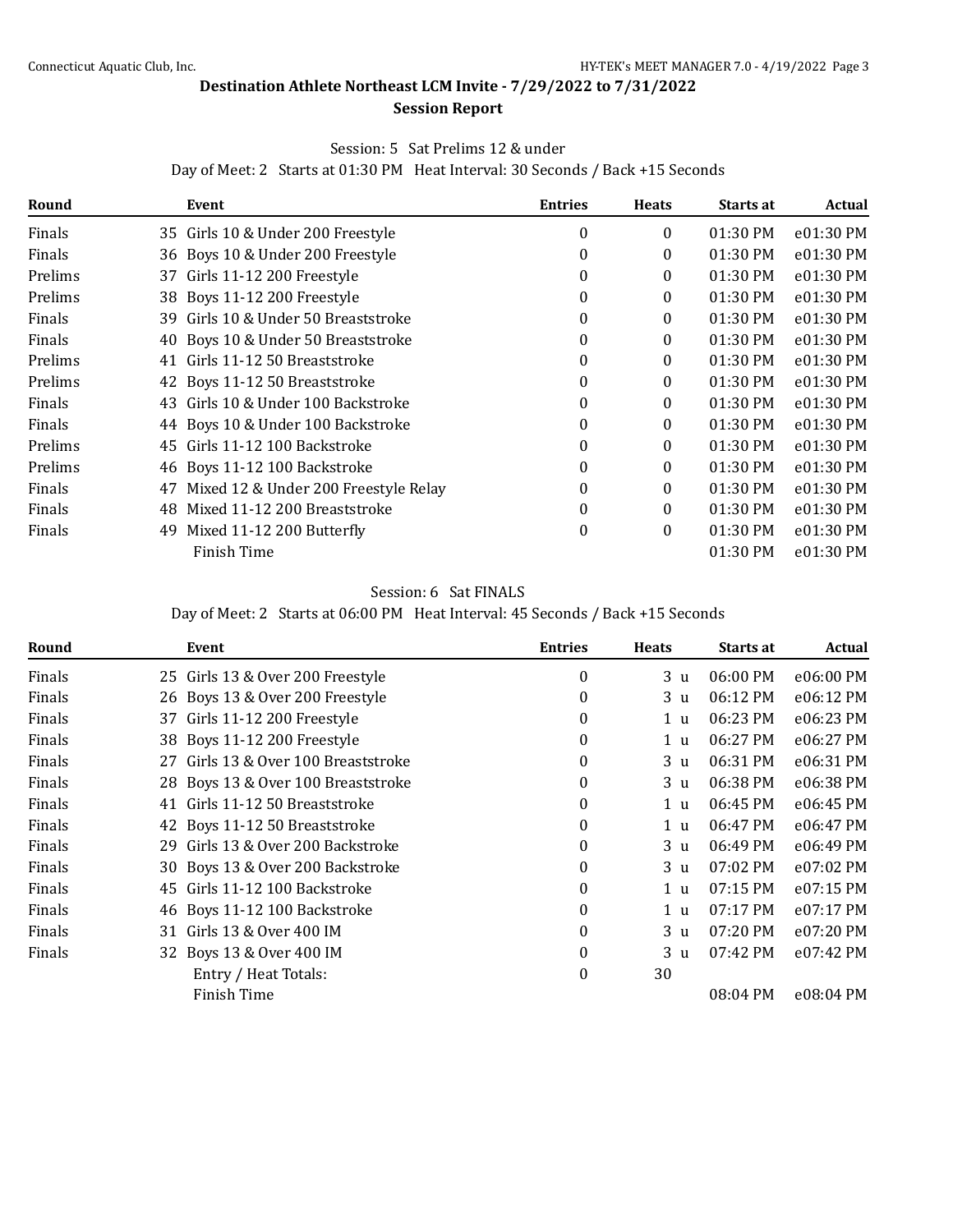## Destination Athlete Northeast LCM Invite - 7/29/2022 to 7/31/2022

### Session Report

Session: 5 Sat Prelims 12 & under

Day of Meet: 2 Starts at 01:30 PM Heat Interval: 30 Seconds / Back +15 Seconds

| Round | Event | Entries | Heats | Starts at | Actual |
|---|---|---|---|---|---|
| Finals | 35 Girls 10 & Under 200 Freestyle | 0 | 0 | 01:30 PM | e01:30 PM |
| Finals | 36 Boys 10 & Under 200 Freestyle | 0 | 0 | 01:30 PM | e01:30 PM |
| Prelims | 37 Girls 11-12 200 Freestyle | 0 | 0 | 01:30 PM | e01:30 PM |
| Prelims | 38 Boys 11-12 200 Freestyle | 0 | 0 | 01:30 PM | e01:30 PM |
| Finals | 39 Girls 10 & Under 50 Breaststroke | 0 | 0 | 01:30 PM | e01:30 PM |
| Finals | 40 Boys 10 & Under 50 Breaststroke | 0 | 0 | 01:30 PM | e01:30 PM |
| Prelims | 41 Girls 11-12 50 Breaststroke | 0 | 0 | 01:30 PM | e01:30 PM |
| Prelims | 42 Boys 11-12 50 Breaststroke | 0 | 0 | 01:30 PM | e01:30 PM |
| Finals | 43 Girls 10 & Under 100 Backstroke | 0 | 0 | 01:30 PM | e01:30 PM |
| Finals | 44 Boys 10 & Under 100 Backstroke | 0 | 0 | 01:30 PM | e01:30 PM |
| Prelims | 45 Girls 11-12 100 Backstroke | 0 | 0 | 01:30 PM | e01:30 PM |
| Prelims | 46 Boys 11-12 100 Backstroke | 0 | 0 | 01:30 PM | e01:30 PM |
| Finals | 47 Mixed 12 & Under 200 Freestyle Relay | 0 | 0 | 01:30 PM | e01:30 PM |
| Finals | 48 Mixed 11-12 200 Breaststroke | 0 | 0 | 01:30 PM | e01:30 PM |
| Finals | 49 Mixed 11-12 200 Butterfly | 0 | 0 | 01:30 PM | e01:30 PM |
| | Finish Time | | | 01:30 PM | e01:30 PM |

Session: 6 Sat FINALS

Day of Meet: 2 Starts at 06:00 PM Heat Interval: 45 Seconds / Back +15 Seconds

| Round | Event | Entries | Heats | Starts at | Actual |
|---|---|---|---|---|---|
| Finals | 25 Girls 13 & Over 200 Freestyle | 0 | 3 u | 06:00 PM | e06:00 PM |
| Finals | 26 Boys 13 & Over 200 Freestyle | 0 | 3 u | 06:12 PM | e06:12 PM |
| Finals | 37 Girls 11-12 200 Freestyle | 0 | 1 u | 06:23 PM | e06:23 PM |
| Finals | 38 Boys 11-12 200 Freestyle | 0 | 1 u | 06:27 PM | e06:27 PM |
| Finals | 27 Girls 13 & Over 100 Breaststroke | 0 | 3 u | 06:31 PM | e06:31 PM |
| Finals | 28 Boys 13 & Over 100 Breaststroke | 0 | 3 u | 06:38 PM | e06:38 PM |
| Finals | 41 Girls 11-12 50 Breaststroke | 0 | 1 u | 06:45 PM | e06:45 PM |
| Finals | 42 Boys 11-12 50 Breaststroke | 0 | 1 u | 06:47 PM | e06:47 PM |
| Finals | 29 Girls 13 & Over 200 Backstroke | 0 | 3 u | 06:49 PM | e06:49 PM |
| Finals | 30 Boys 13 & Over 200 Backstroke | 0 | 3 u | 07:02 PM | e07:02 PM |
| Finals | 45 Girls 11-12 100 Backstroke | 0 | 1 u | 07:15 PM | e07:15 PM |
| Finals | 46 Boys 11-12 100 Backstroke | 0 | 1 u | 07:17 PM | e07:17 PM |
| Finals | 31 Girls 13 & Over 400 IM | 0 | 3 u | 07:20 PM | e07:20 PM |
| Finals | 32 Boys 13 & Over 400 IM | 0 | 3 u | 07:42 PM | e07:42 PM |
| | Entry / Heat Totals: | 0 | 30 | | |
| | Finish Time | | | 08:04 PM | e08:04 PM |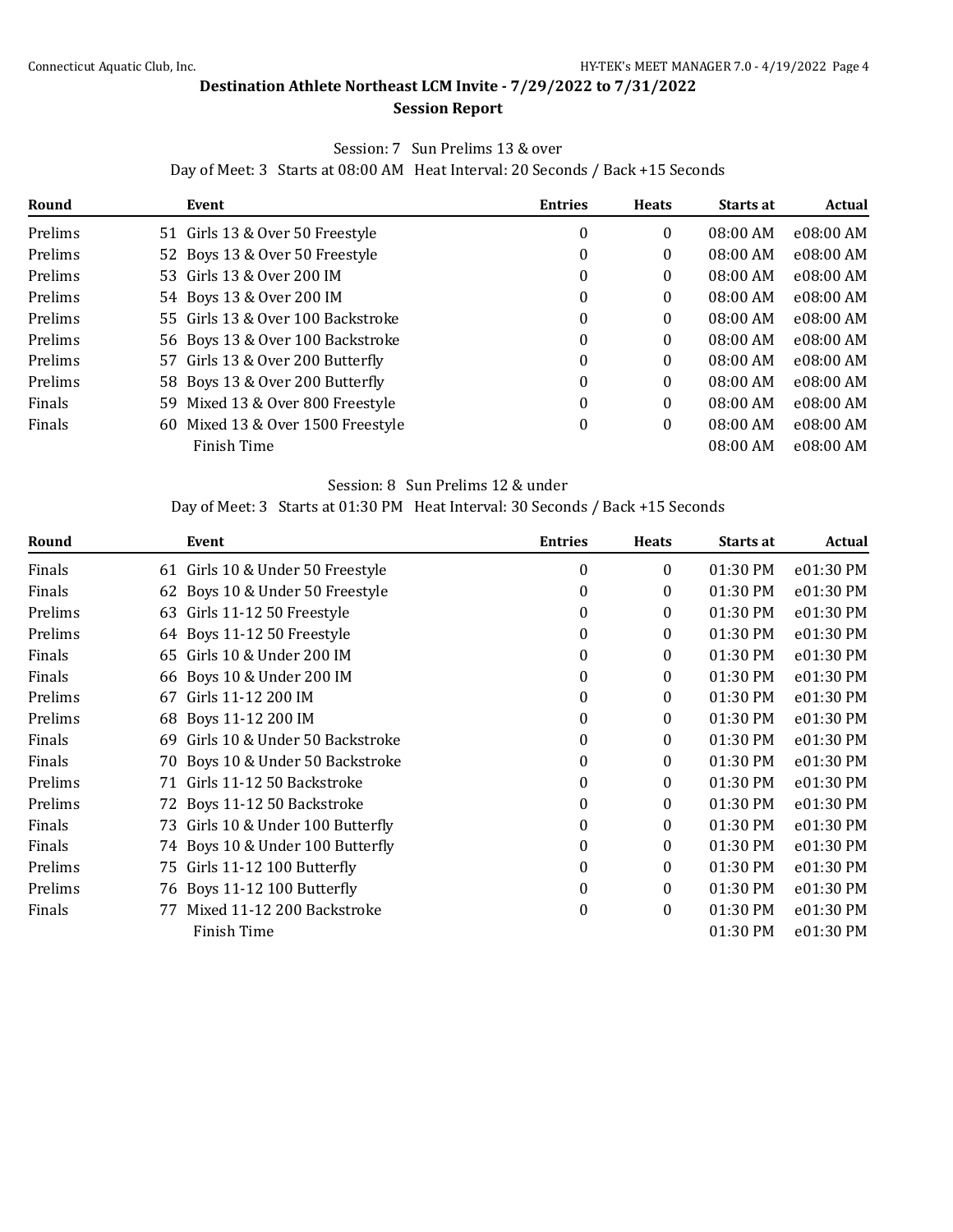## Destination Athlete Northeast LCM Invite - 7/29/2022 to 7/31/2022

### Session Report

Session: 7 Sun Prelims 13 & over

Day of Meet: 3 Starts at 08:00 AM Heat Interval: 20 Seconds / Back +15 Seconds

| Round | Event | Entries | Heats | Starts at | Actual |
|---|---|---|---|---|---|
| Prelims | 51 Girls 13 & Over 50 Freestyle | 0 | 0 | 08:00 AM | e08:00 AM |
| Prelims | 52 Boys 13 & Over 50 Freestyle | 0 | 0 | 08:00 AM | e08:00 AM |
| Prelims | 53 Girls 13 & Over 200 IM | 0 | 0 | 08:00 AM | e08:00 AM |
| Prelims | 54 Boys 13 & Over 200 IM | 0 | 0 | 08:00 AM | e08:00 AM |
| Prelims | 55 Girls 13 & Over 100 Backstroke | 0 | 0 | 08:00 AM | e08:00 AM |
| Prelims | 56 Boys 13 & Over 100 Backstroke | 0 | 0 | 08:00 AM | e08:00 AM |
| Prelims | 57 Girls 13 & Over 200 Butterfly | 0 | 0 | 08:00 AM | e08:00 AM |
| Prelims | 58 Boys 13 & Over 200 Butterfly | 0 | 0 | 08:00 AM | e08:00 AM |
| Finals | 59 Mixed 13 & Over 800 Freestyle | 0 | 0 | 08:00 AM | e08:00 AM |
| Finals | 60 Mixed 13 & Over 1500 Freestyle | 0 | 0 | 08:00 AM | e08:00 AM |
| | Finish Time | | | 08:00 AM | e08:00 AM |

Session: 8 Sun Prelims 12 & under

Day of Meet: 3 Starts at 01:30 PM Heat Interval: 30 Seconds / Back +15 Seconds

| Round | Event | Entries | Heats | Starts at | Actual |
|---|---|---|---|---|---|
| Finals | 61 Girls 10 & Under 50 Freestyle | 0 | 0 | 01:30 PM | e01:30 PM |
| Finals | 62 Boys 10 & Under 50 Freestyle | 0 | 0 | 01:30 PM | e01:30 PM |
| Prelims | 63 Girls 11-12 50 Freestyle | 0 | 0 | 01:30 PM | e01:30 PM |
| Prelims | 64 Boys 11-12 50 Freestyle | 0 | 0 | 01:30 PM | e01:30 PM |
| Finals | 65 Girls 10 & Under 200 IM | 0 | 0 | 01:30 PM | e01:30 PM |
| Finals | 66 Boys 10 & Under 200 IM | 0 | 0 | 01:30 PM | e01:30 PM |
| Prelims | 67 Girls 11-12 200 IM | 0 | 0 | 01:30 PM | e01:30 PM |
| Prelims | 68 Boys 11-12 200 IM | 0 | 0 | 01:30 PM | e01:30 PM |
| Finals | 69 Girls 10 & Under 50 Backstroke | 0 | 0 | 01:30 PM | e01:30 PM |
| Finals | 70 Boys 10 & Under 50 Backstroke | 0 | 0 | 01:30 PM | e01:30 PM |
| Prelims | 71 Girls 11-12 50 Backstroke | 0 | 0 | 01:30 PM | e01:30 PM |
| Prelims | 72 Boys 11-12 50 Backstroke | 0 | 0 | 01:30 PM | e01:30 PM |
| Finals | 73 Girls 10 & Under 100 Butterfly | 0 | 0 | 01:30 PM | e01:30 PM |
| Finals | 74 Boys 10 & Under 100 Butterfly | 0 | 0 | 01:30 PM | e01:30 PM |
| Prelims | 75 Girls 11-12 100 Butterfly | 0 | 0 | 01:30 PM | e01:30 PM |
| Prelims | 76 Boys 11-12 100 Butterfly | 0 | 0 | 01:30 PM | e01:30 PM |
| Finals | 77 Mixed 11-12 200 Backstroke | 0 | 0 | 01:30 PM | e01:30 PM |
| | Finish Time | | | 01:30 PM | e01:30 PM |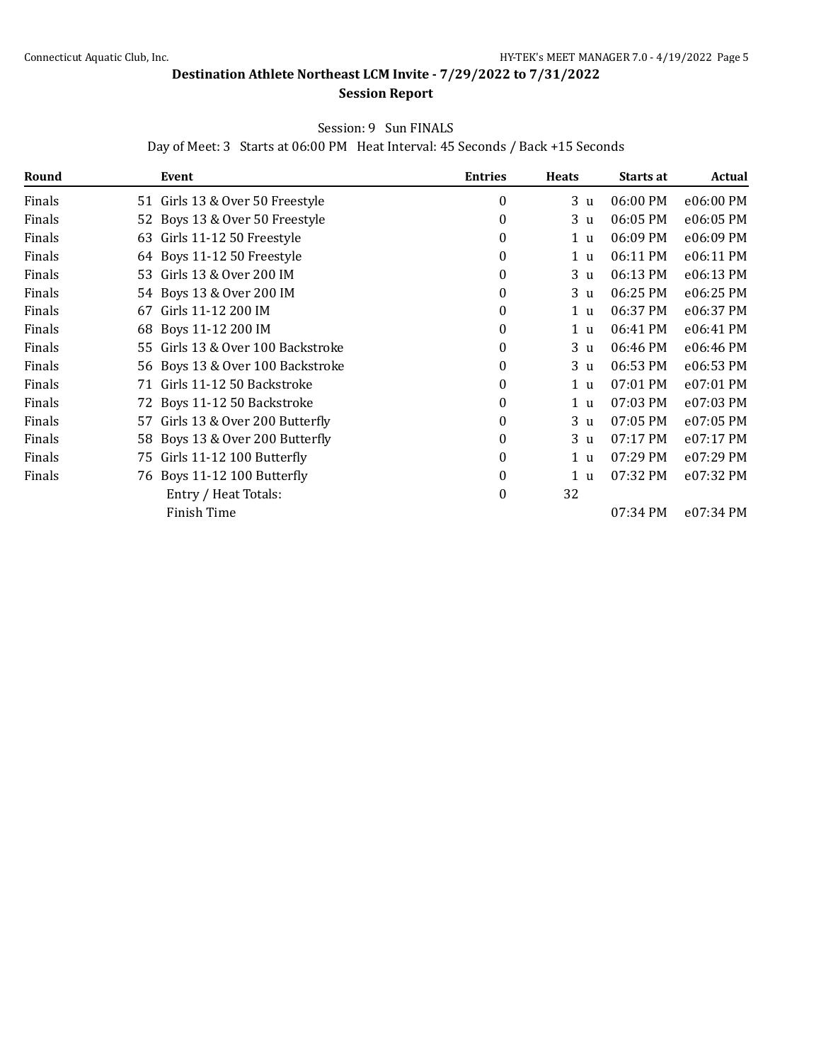# Destination Athlete Northeast LCM Invite - 7/29/2022 to 7/31/2022

## Session Report

Session: 9 Sun FINALS

Day of Meet: 3 Starts at 06:00 PM Heat Interval: 45 Seconds / Back +15 Seconds

| Round | Event | Entries | Heats | Starts at | Actual |
|---|---|---|---|---|---|
| Finals | 51 Girls 13 & Over 50 Freestyle | 0 | 3 u | 06:00 PM | e06:00 PM |
| Finals | 52 Boys 13 & Over 50 Freestyle | 0 | 3 u | 06:05 PM | e06:05 PM |
| Finals | 63 Girls 11-12 50 Freestyle | 0 | 1 u | 06:09 PM | e06:09 PM |
| Finals | 64 Boys 11-12 50 Freestyle | 0 | 1 u | 06:11 PM | e06:11 PM |
| Finals | 53 Girls 13 & Over 200 IM | 0 | 3 u | 06:13 PM | e06:13 PM |
| Finals | 54 Boys 13 & Over 200 IM | 0 | 3 u | 06:25 PM | e06:25 PM |
| Finals | 67 Girls 11-12 200 IM | 0 | 1 u | 06:37 PM | e06:37 PM |
| Finals | 68 Boys 11-12 200 IM | 0 | 1 u | 06:41 PM | e06:41 PM |
| Finals | 55 Girls 13 & Over 100 Backstroke | 0 | 3 u | 06:46 PM | e06:46 PM |
| Finals | 56 Boys 13 & Over 100 Backstroke | 0 | 3 u | 06:53 PM | e06:53 PM |
| Finals | 71 Girls 11-12 50 Backstroke | 0 | 1 u | 07:01 PM | e07:01 PM |
| Finals | 72 Boys 11-12 50 Backstroke | 0 | 1 u | 07:03 PM | e07:03 PM |
| Finals | 57 Girls 13 & Over 200 Butterfly | 0 | 3 u | 07:05 PM | e07:05 PM |
| Finals | 58 Boys 13 & Over 200 Butterfly | 0 | 3 u | 07:17 PM | e07:17 PM |
| Finals | 75 Girls 11-12 100 Butterfly | 0 | 1 u | 07:29 PM | e07:29 PM |
| Finals | 76 Boys 11-12 100 Butterfly | 0 | 1 u | 07:32 PM | e07:32 PM |
| | Entry / Heat Totals: | 0 | 32 | | |
| | Finish Time | | | 07:34 PM | e07:34 PM |